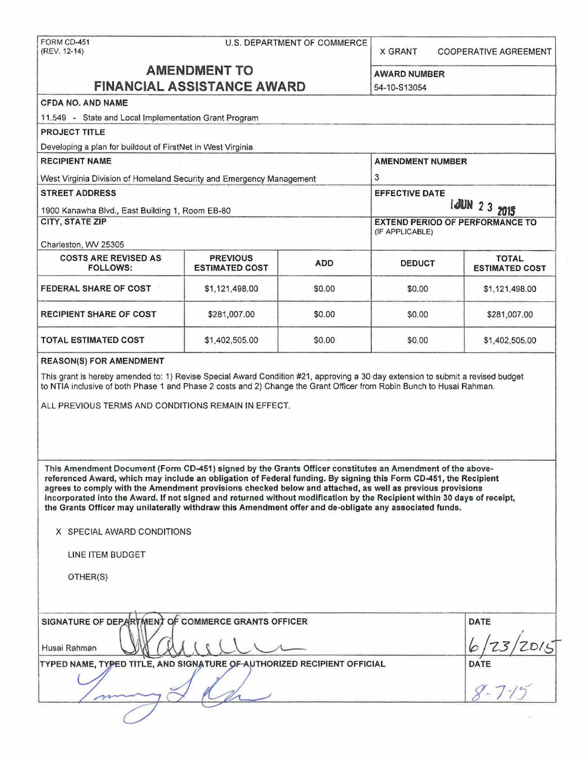FORM CD-451
(REV. 12-14)

U.S. DEPARTMENT OF COMMERCE

X GRANT COOPERATIVE AGREEMENT

# AMENDMENT TO FINANCIAL ASSISTANCE AWARD

**AWARD NUMBER**
54-10-S13054

**CFDA NO. AND NAME**
11.549 - State and Local Implementation Grant Program

**PROJECT TITLE**
Developing a plan for buildout of FirstNet in West Virginia

**RECIPIENT NAME**
West Virginia Division of Homeland Security and Emergency Management

**AMENDMENT NUMBER**
3

**STREET ADDRESS**
1900 Kanawha Blvd., East Building 1, Room EB-80

**EFFECTIVE DATE**
JUN 23 2015

**CITY, STATE ZIP**
Charleston, WV 25305

**EXTEND PERIOD OF PERFORMANCE TO** (IF APPLICABLE)

| COSTS ARE REVISED AS FOLLOWS: | PREVIOUS ESTIMATED COST | ADD | DEDUCT | TOTAL ESTIMATED COST |
|---|---|---|---|---|
| FEDERAL SHARE OF COST | $1,121,498.00 | $0.00 | $0.00 | $1,121,498.00 |
| RECIPIENT SHARE OF COST | $281,007.00 | $0.00 | $0.00 | $281,007.00 |
| TOTAL ESTIMATED COST | $1,402,505.00 | $0.00 | $0.00 | $1,402,505.00 |

**REASON(S) FOR AMENDMENT**

This grant is hereby amended to: 1) Revise Special Award Condition #21, approving a 30 day extension to submit a revised budget to NTIA inclusive of both Phase 1 and Phase 2 costs and 2) Change the Grant Officer from Robin Bunch to Husai Rahman.

ALL PREVIOUS TERMS AND CONDITIONS REMAIN IN EFFECT.

**This Amendment Document (Form CD-451) signed by the Grants Officer constitutes an Amendment of the above-referenced Award, which may include an obligation of Federal funding. By signing this Form CD-451, the Recipient agrees to comply with the Amendment provisions checked below and attached, as well as previous provisions incorporated into the Award. If not signed and returned without modification by the Recipient within 30 days of receipt, the Grants Officer may unilaterally withdraw this Amendment offer and de-obligate any associated funds.**

X SPECIAL AWARD CONDITIONS

LINE ITEM BUDGET

OTHER(S)

**SIGNATURE OF DEPARTMENT OF COMMERCE GRANTS OFFICER**
Husai Rahman

**DATE**
6/23/2015

**TYPED NAME, TYPED TITLE, AND SIGNATURE OF AUTHORIZED RECIPIENT OFFICIAL**

**DATE**
8-7-15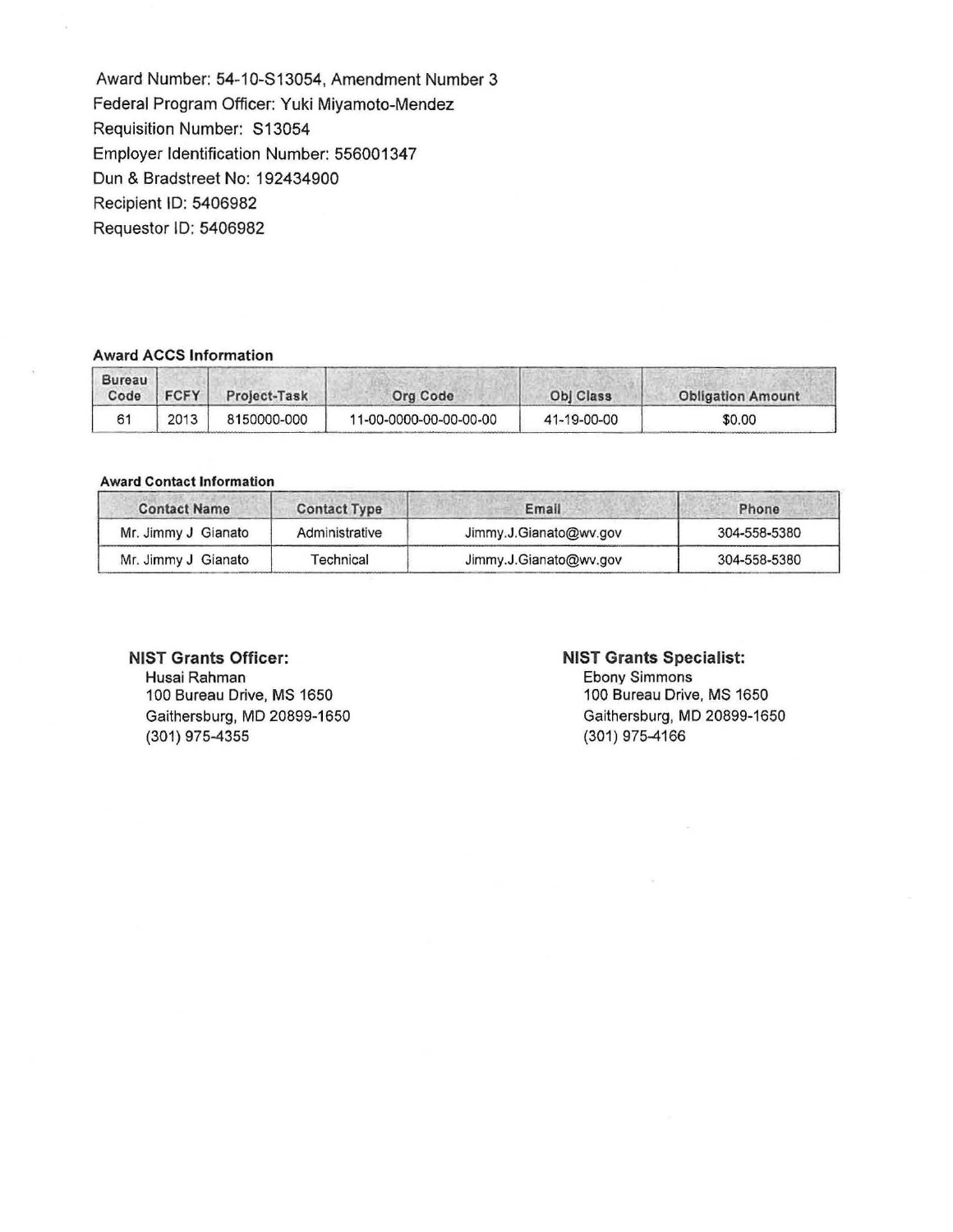Award Number: 54-10-S13054, Amendment Number 3
Federal Program Officer: Yuki Miyamoto-Mendez
Requisition Number: S13054
Employer Identification Number: 556001347
Dun & Bradstreet No: 192434900
Recipient ID: 5406982
Requestor ID: 5406982

**Award ACCS Information**

| Bureau Code | FCFY | Project-Task | Org Code | Obj Class | Obligation Amount |
|---|---|---|---|---|---|
| 61 | 2013 | 8150000-000 | 11-00-0000-00-00-00-00 | 41-19-00-00 | $0.00 |

**Award Contact Information**

| Contact Name | Contact Type | Email | Phone |
|---|---|---|---|
| Mr. Jimmy J Gianato | Administrative | Jimmy.J.Gianato@wv.gov | 304-558-5380 |
| Mr. Jimmy J Gianato | Technical | Jimmy.J.Gianato@wv.gov | 304-558-5380 |

**NIST Grants Officer:**
Husai Rahman
100 Bureau Drive, MS 1650
Gaithersburg, MD 20899-1650
(301) 975-4355

**NIST Grants Specialist:**
Ebony Simmons
100 Bureau Drive, MS 1650
Gaithersburg, MD 20899-1650
(301) 975-4166